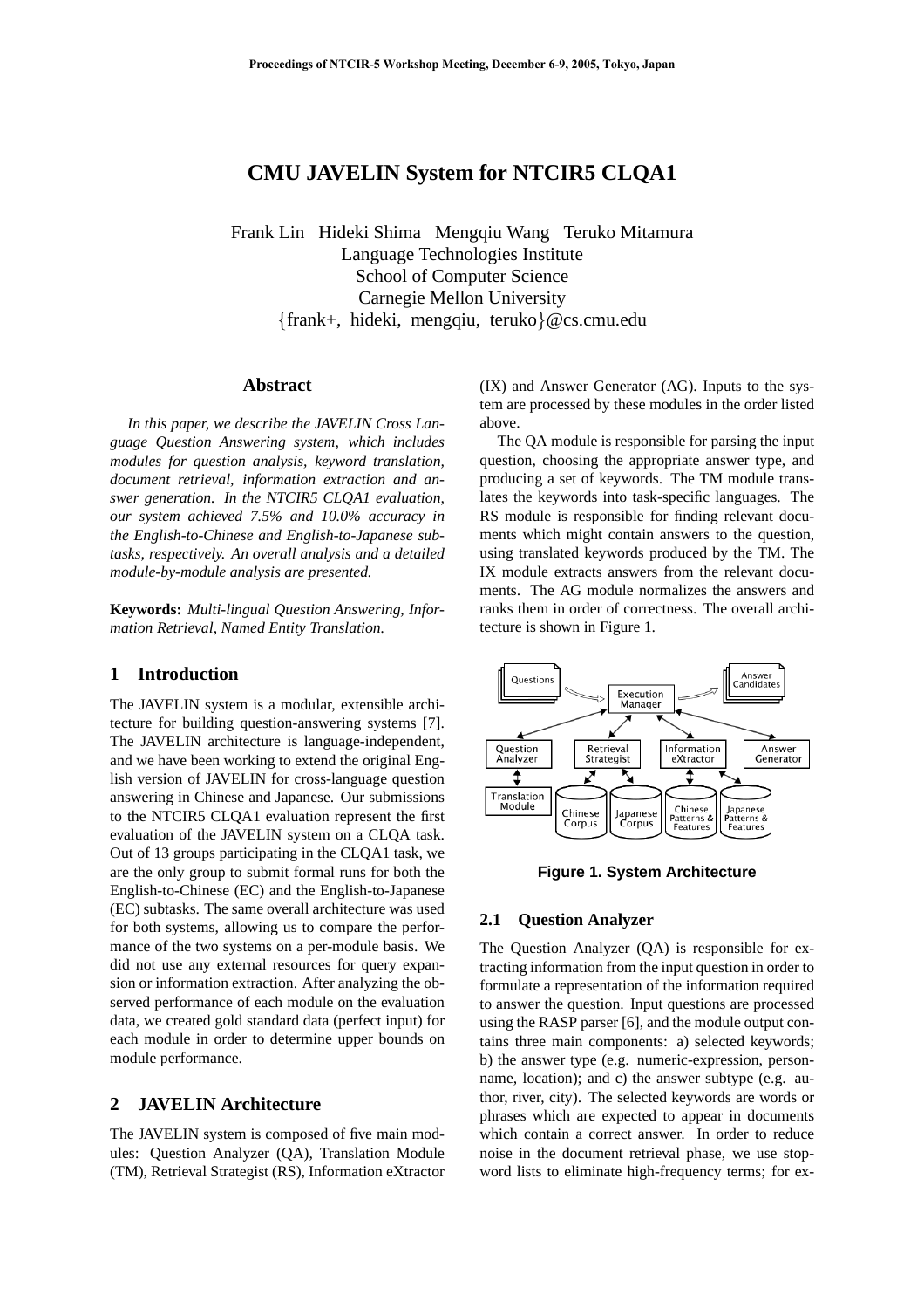# CMU JAVELIN System for NTCIR5 CLQA1

Frank Lin Hideki Shima Mengqiu Wang Teruko Mitamura
Language Technologies Institute
School of Computer Science
Carnegie Mellon University
{frank+, hideki, mengqiu, teruko}@cs.cmu.edu

## Abstract

*In this paper, we describe the JAVELIN Cross Language Question Answering system, which includes modules for question analysis, keyword translation, document retrieval, information extraction and answer generation. In the NTCIR5 CLQA1 evaluation, our system achieved 7.5% and 10.0% accuracy in the English-to-Chinese and English-to-Japanese subtasks, respectively. An overall analysis and a detailed module-by-module analysis are presented.*

**Keywords:** *Multi-lingual Question Answering, Information Retrieval, Named Entity Translation.*

## 1 Introduction

The JAVELIN system is a modular, extensible architecture for building question-answering systems [7]. The JAVELIN architecture is language-independent, and we have been working to extend the original English version of JAVELIN for cross-language question answering in Chinese and Japanese. Our submissions to the NTCIR5 CLQA1 evaluation represent the first evaluation of the JAVELIN system on a CLQA task. Out of 13 groups participating in the CLQA1 task, we are the only group to submit formal runs for both the English-to-Chinese (EC) and the English-to-Japanese (EC) subtasks. The same overall architecture was used for both systems, allowing us to compare the performance of the two systems on a per-module basis. We did not use any external resources for query expansion or information extraction. After analyzing the observed performance of each module on the evaluation data, we created gold standard data (perfect input) for each module in order to determine upper bounds on module performance.

## 2 JAVELIN Architecture

The JAVELIN system is composed of five main modules: Question Analyzer (QA), Translation Module (TM), Retrieval Strategist (RS), Information eXtractor (IX) and Answer Generator (AG). Inputs to the system are processed by these modules in the order listed above.

The QA module is responsible for parsing the input question, choosing the appropriate answer type, and producing a set of keywords. The TM module translates the keywords into task-specific languages. The RS module is responsible for finding relevant documents which might contain answers to the question, using translated keywords produced by the TM. The IX module extracts answers from the relevant documents. The AG module normalizes the answers and ranks them in order of correctness. The overall architecture is shown in Figure 1.

**Figure 1. System Architecture**

### 2.1 Question Analyzer

The Question Analyzer (QA) is responsible for extracting information from the input question in order to formulate a representation of the information required to answer the question. Input questions are processed using the RASP parser [6], and the module output contains three main components: a) selected keywords; b) the answer type (e.g. numeric-expression, person-name, location); and c) the answer subtype (e.g. author, river, city). The selected keywords are words or phrases which are expected to appear in documents which contain a correct answer. In order to reduce noise in the document retrieval phase, we use stop-word lists to eliminate high-frequency terms; for ex-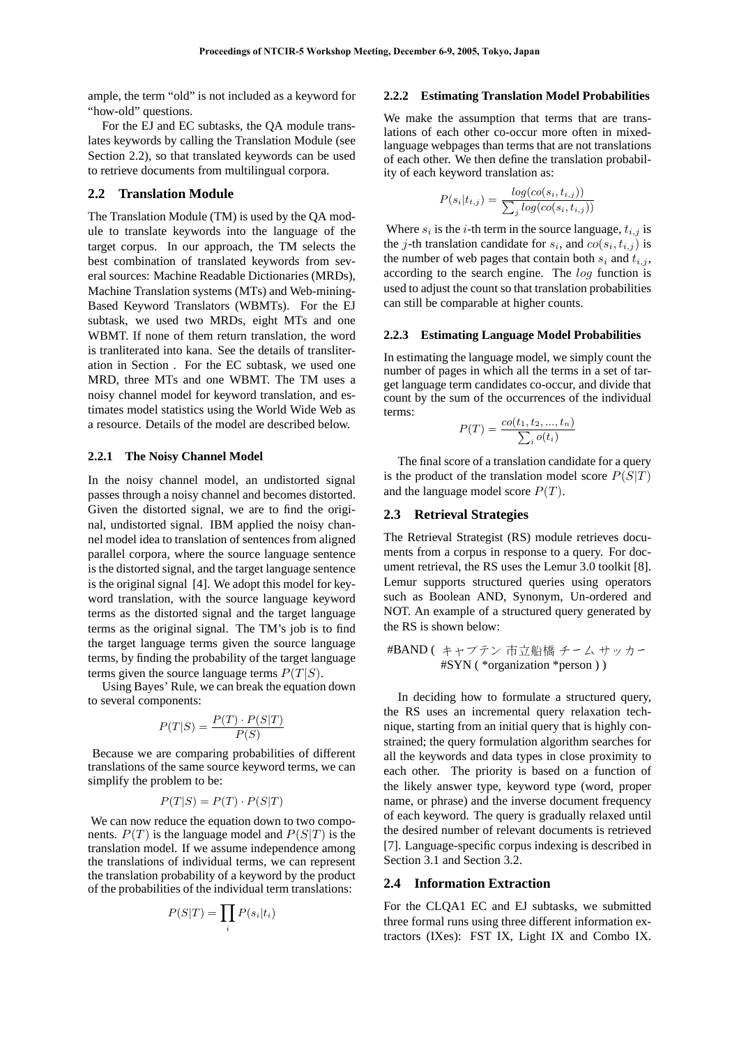ample, the term “old” is not included as a keyword for “how-old” questions.

For the EJ and EC subtasks, the QA module translates keywords by calling the Translation Module (see Section 2.2), so that translated keywords can be used to retrieve documents from multilingual corpora.

## 2.2 Translation Module

The Translation Module (TM) is used by the QA module to translate keywords into the language of the target corpus. In our approach, the TM selects the best combination of translated keywords from several sources: Machine Readable Dictionaries (MRDs), Machine Translation systems (MTs) and Web-mining-Based Keyword Translators (WBMTs). For the EJ subtask, we used two MRDs, eight MTs and one WBMT. If none of them return translation, the word is tranliterated into kana. See the details of transliteration in Section . For the EC subtask, we used one MRD, three MTs and one WBMT. The TM uses a noisy channel model for keyword translation, and estimates model statistics using the World Wide Web as a resource. Details of the model are described below.

### 2.2.1 The Noisy Channel Model

In the noisy channel model, an undistorted signal passes through a noisy channel and becomes distorted. Given the distorted signal, we are to find the original, undistorted signal. IBM applied the noisy channel model idea to translation of sentences from aligned parallel corpora, where the source language sentence is the distorted signal, and the target language sentence is the original signal [4]. We adopt this model for keyword translation, with the source language keyword terms as the distorted signal and the target language terms as the original signal. The TM's job is to find the target language terms given the source language terms, by finding the probability of the target language terms given the source language terms $P(T|S)$.

Using Bayes' Rule, we can break the equation down to several components:

$$P(T|S) = \frac{P(T) \cdot P(S|T)}{P(S)}$$

Because we are comparing probabilities of different translations of the same source keyword terms, we can simplify the problem to be:

$$P(T|S) = P(T) \cdot P(S|T)$$

We can now reduce the equation down to two components. $P(T)$ is the language model and $P(S|T)$ is the translation model. If we assume independence among the translations of individual terms, we can represent the translation probability of a keyword by the product of the probabilities of the individual term translations:

$$P(S|T) = \prod_i P(s_i|t_i)$$

### 2.2.2 Estimating Translation Model Probabilities

We make the assumption that terms that are translations of each other co-occur more often in mixed-language webpages than terms that are not translations of each other. We then define the translation probability of each keyword translation as:

$$P(s_i|t_{t,j}) = \frac{log(co(s_i, t_{i,j}))}{\sum_j log(co(s_i, t_{i,j}))}$$

Where $s_i$ is the $i$-th term in the source language, $t_{i,j}$ is the $j$-th translation candidate for $s_i$, and $co(s_i, t_{i,j})$ is the number of web pages that contain both $s_i$ and $t_{i,j}$, according to the search engine. The $log$ function is used to adjust the count so that translation probabilities can still be comparable at higher counts.

### 2.2.3 Estimating Language Model Probabilities

In estimating the language model, we simply count the number of pages in which all the terms in a set of target language term candidates co-occur, and divide that count by the sum of the occurrences of the individual terms:

$$P(T) = \frac{co(t_1, t_2, ..., t_n)}{\sum_i o(t_i)}$$

The final score of a translation candidate for a query is the product of the translation model score $P(S|T)$ and the language model score $P(T)$.

## 2.3 Retrieval Strategies

The Retrieval Strategist (RS) module retrieves documents from a corpus in response to a query. For document retrieval, the RS uses the Lemur 3.0 toolkit [8]. Lemur supports structured queries using operators such as Boolean AND, Synonym, Un-ordered and NOT. An example of a structured query generated by the RS is shown below:

```
#BAND ( キャプテン 市立船橋 チーム サッカー
        #SYN ( *organization *person ) )
```

In deciding how to formulate a structured query, the RS uses an incremental query relaxation technique, starting from an initial query that is highly constrained; the query formulation algorithm searches for all the keywords and data types in close proximity to each other. The priority is based on a function of the likely answer type, keyword type (word, proper name, or phrase) and the inverse document frequency of each keyword. The query is gradually relaxed until the desired number of relevant documents is retrieved [7]. Language-specific corpus indexing is described in Section 3.1 and Section 3.2.

## 2.4 Information Extraction

For the CLQA1 EC and EJ subtasks, we submitted three formal runs using three different information extractors (IXes): FST IX, Light IX and Combo IX.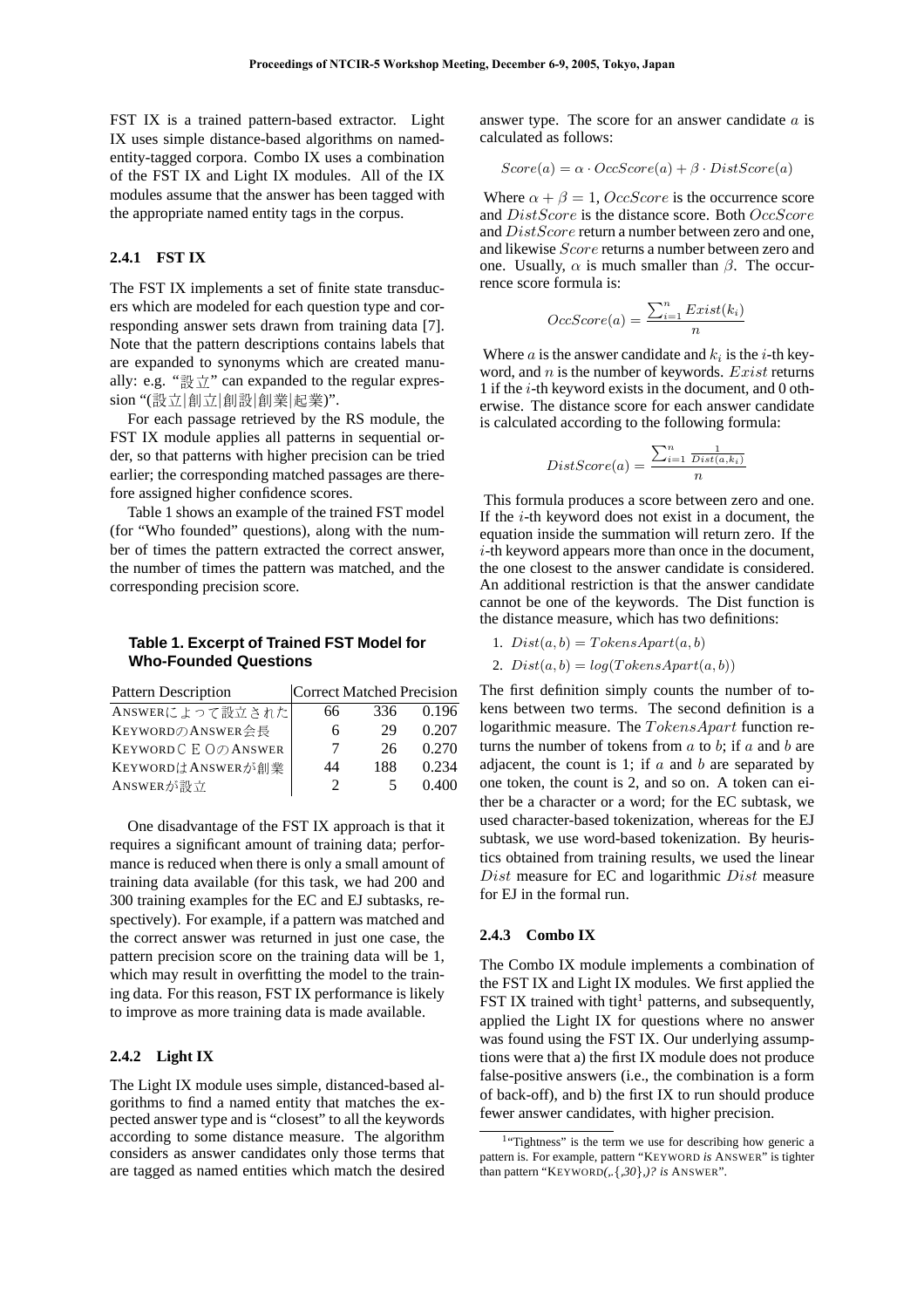FST IX is a trained pattern-based extractor. Light IX uses simple distance-based algorithms on named-entity-tagged corpora. Combo IX uses a combination of the FST IX and Light IX modules. All of the IX modules assume that the answer has been tagged with the appropriate named entity tags in the corpus.

#### 2.4.1 FST IX

The FST IX implements a set of finite state transducers which are modeled for each question type and corresponding answer sets drawn from training data [7]. Note that the pattern descriptions contains labels that are expanded to synonyms which are created manually: e.g. "設立" can expanded to the regular expression "(設立|創立|創設|創業|起業)".

For each passage retrieved by the RS module, the FST IX module applies all patterns in sequential order, so that patterns with higher precision can be tried earlier; the corresponding matched passages are therefore assigned higher confidence scores.

Table 1 shows an example of the trained FST model (for "Who founded" questions), along with the number of times the pattern extracted the correct answer, the number of times the pattern was matched, and the corresponding precision score.

**Table 1. Excerpt of Trained FST Model for Who-Founded Questions**

| Pattern Description | Correct | Matched | Precision |
|---|---|---|---|
| ANSWERによって設立された | 66 | 336 | 0.196 |
| KEYWORDのANSWER会長 | 6 | 29 | 0.207 |
| KEYWORDＣＥＯのANSWER | 7 | 26 | 0.270 |
| KEYWORDはANSWERが創業 | 44 | 188 | 0.234 |
| ANSWERが設立 | 2 | 5 | 0.400 |

One disadvantage of the FST IX approach is that it requires a significant amount of training data; performance is reduced when there is only a small amount of training data available (for this task, we had 200 and 300 training examples for the EC and EJ subtasks, respectively). For example, if a pattern was matched and the correct answer was returned in just one case, the pattern precision score on the training data will be 1, which may result in overfitting the model to the training data. For this reason, FST IX performance is likely to improve as more training data is made available.

#### 2.4.2 Light IX

The Light IX module uses simple, distanced-based algorithms to find a named entity that matches the expected answer type and is "closest" to all the keywords according to some distance measure. The algorithm considers as answer candidates only those terms that are tagged as named entities which match the desired answer type. The score for an answer candidate $a$ is calculated as follows:

$$Score(a) = \alpha \cdot OccScore(a) + \beta \cdot DistScore(a)$$

Where $\alpha + \beta = 1$, $OccScore$ is the occurrence score and $DistScore$ is the distance score. Both $OccScore$ and $DistScore$ return a number between zero and one, and likewise $Score$ returns a number between zero and one. Usually, $\alpha$ is much smaller than $\beta$. The occurrence score formula is:

$$OccScore(a) = \frac{\sum_{i=1}^{n} Exist(k_i)}{n}$$

Where $a$ is the answer candidate and $k_i$ is the $i$-th keyword, and $n$ is the number of keywords. $Exist$ returns 1 if the $i$-th keyword exists in the document, and 0 otherwise. The distance score for each answer candidate is calculated according to the following formula:

$$DistScore(a) = \frac{\sum_{i=1}^{n} \frac{1}{Dist(a,k_i)}}{n}$$

This formula produces a score between zero and one. If the $i$-th keyword does not exist in a document, the equation inside the summation will return zero. If the $i$-th keyword appears more than once in the document, the one closest to the answer candidate is considered. An additional restriction is that the answer candidate cannot be one of the keywords. The Dist function is the distance measure, which has two definitions:

1. $Dist(a, b) = TokensApart(a, b)$
2. $Dist(a, b) = log(TokensApart(a, b))$

The first definition simply counts the number of tokens between two terms. The second definition is a logarithmic measure. The $TokensApart$ function returns the number of tokens from $a$ to $b$; if $a$ and $b$ are adjacent, the count is 1; if $a$ and $b$ are separated by one token, the count is 2, and so on. A token can either be a character or a word; for the EC subtask, we used character-based tokenization, whereas for the EJ subtask, we use word-based tokenization. By heuristics obtained from training results, we used the linear $Dist$ measure for EC and logarithmic $Dist$ measure for EJ in the formal run.

#### 2.4.3 Combo IX

The Combo IX module implements a combination of the FST IX and Light IX modules. We first applied the FST IX trained with tight[1] patterns, and subsequently, applied the Light IX for questions where no answer was found using the FST IX. Our underlying assumptions were that a) the first IX module does not produce false-positive answers (i.e., the combination is a form of back-off), and b) the first IX to run should produce fewer answer candidates, with higher precision.

[1] "Tightness" is the term we use for describing how generic a pattern is. For example, pattern "KEYWORD *is* ANSWER" is tighter than pattern "KEYWORD*(,.{,30},)? is* ANSWER".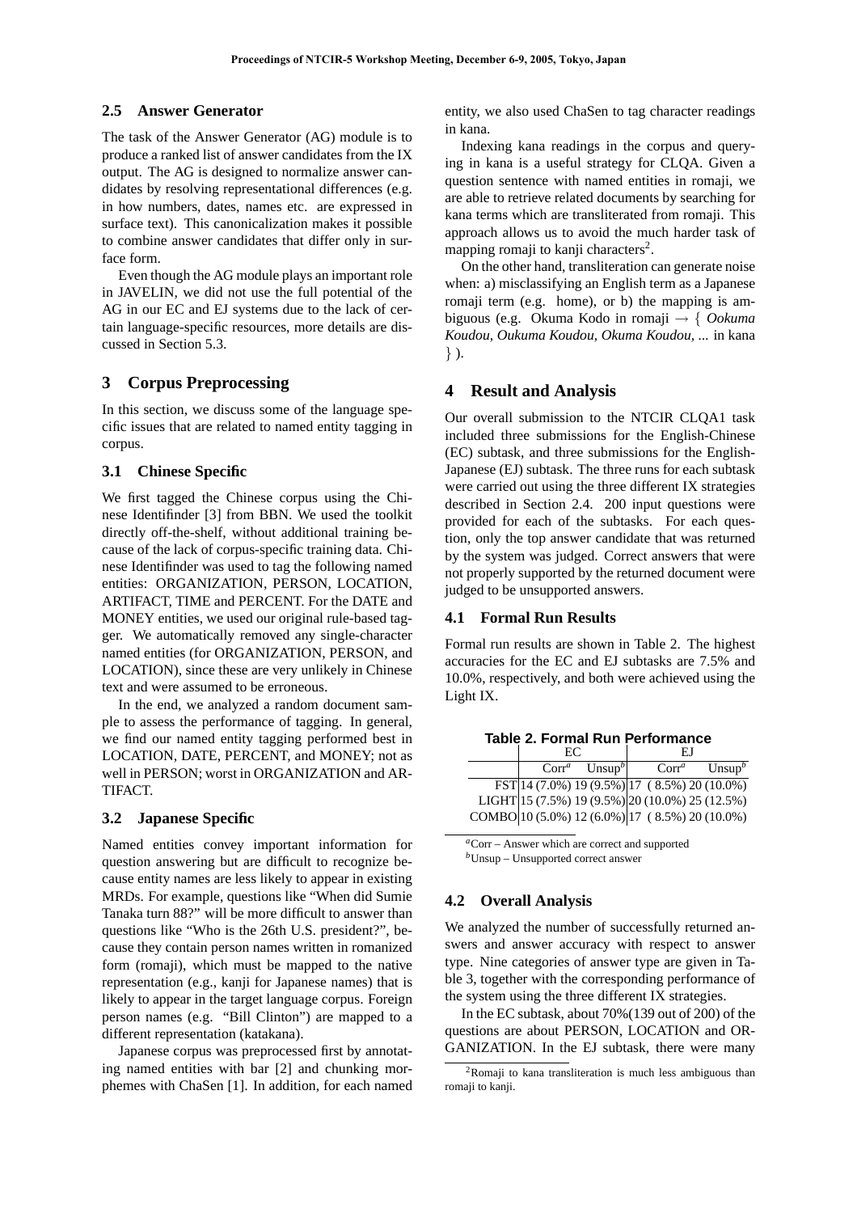## 2.5 Answer Generator

The task of the Answer Generator (AG) module is to produce a ranked list of answer candidates from the IX output. The AG is designed to normalize answer candidates by resolving representational differences (e.g. in how numbers, dates, names etc. are expressed in surface text). This canonicalization makes it possible to combine answer candidates that differ only in surface form.

Even though the AG module plays an important role in JAVELIN, we did not use the full potential of the AG in our EC and EJ systems due to the lack of certain language-specific resources, more details are discussed in Section 5.3.

# 3 Corpus Preprocessing

In this section, we discuss some of the language specific issues that are related to named entity tagging in corpus.

## 3.1 Chinese Specific

We first tagged the Chinese corpus using the Chinese Identifinder [3] from BBN. We used the toolkit directly off-the-shelf, without additional training because of the lack of corpus-specific training data. Chinese Identifinder was used to tag the following named entities: ORGANIZATION, PERSON, LOCATION, ARTIFACT, TIME and PERCENT. For the DATE and MONEY entities, we used our original rule-based tagger. We automatically removed any single-character named entities (for ORGANIZATION, PERSON, and LOCATION), since these are very unlikely in Chinese text and were assumed to be erroneous.

In the end, we analyzed a random document sample to assess the performance of tagging. In general, we find our named entity tagging performed best in LOCATION, DATE, PERCENT, and MONEY; not as well in PERSON; worst in ORGANIZATION and ARTIFACT.

## 3.2 Japanese Specific

Named entities convey important information for question answering but are difficult to recognize because entity names are less likely to appear in existing MRDs. For example, questions like "When did Sumie Tanaka turn 88?" will be more difficult to answer than questions like "Who is the 26th U.S. president?", because they contain person names written in romanized form (romaji), which must be mapped to the native representation (e.g., kanji for Japanese names) that is likely to appear in the target language corpus. Foreign person names (e.g. "Bill Clinton") are mapped to a different representation (katakana).

Japanese corpus was preprocessed first by annotating named entities with bar [2] and chunking morphemes with ChaSen [1]. In addition, for each named entity, we also used ChaSen to tag character readings in kana.

Indexing kana readings in the corpus and querying in kana is a useful strategy for CLQA. Given a question sentence with named entities in romaji, we are able to retrieve related documents by searching for kana terms which are transliterated from romaji. This approach allows us to avoid the much harder task of mapping romaji to kanji characters[2].

On the other hand, transliteration can generate noise when: a) misclassifying an English term as a Japanese romaji term (e.g. home), or b) the mapping is ambiguous (e.g. Okuma Kodo in romaji → { *Ookuma Koudou, Oukuma Koudou, Okuma Koudou, ...* in kana } ).

# 4 Result and Analysis

Our overall submission to the NTCIR CLQA1 task included three submissions for the English-Chinese (EC) subtask, and three submissions for the English-Japanese (EJ) subtask. The three runs for each subtask were carried out using the three different IX strategies described in Section 2.4. 200 input questions were provided for each of the subtasks. For each question, only the top answer candidate that was returned by the system was judged. Correct answers that were not properly supported by the returned document were judged to be unsupported answers.

## 4.1 Formal Run Results

Formal run results are shown in Table 2. The highest accuracies for the EC and EJ subtasks are 7.5% and 10.0%, respectively, and both were achieved using the Light IX.

**Table 2. Formal Run Performance**

| | EC | | EJ | |
|---|---|---|---|---|
| | Corr[a] | Unsup[b] | Corr[a] | Unsup[b] |
| FST | 14 (7.0%) | 19 (9.5%) | 17 ( 8.5%) | 20 (10.0%) |
| LIGHT | 15 (7.5%) | 19 (9.5%) | 20 (10.0%) | 25 (12.5%) |
| COMBO | 10 (5.0%) | 12 (6.0%) | 17 ( 8.5%) | 20 (10.0%) |

[a] Corr – Answer which are correct and supported
[b] Unsup – Unsupported correct answer

## 4.2 Overall Analysis

We analyzed the number of successfully returned answers and answer accuracy with respect to answer type. Nine categories of answer type are given in Table 3, together with the corresponding performance of the system using the three different IX strategies.

In the EC subtask, about 70%(139 out of 200) of the questions are about PERSON, LOCATION and ORGANIZATION. In the EJ subtask, there were many

[2] Romaji to kana transliteration is much less ambiguous than romaji to kanji.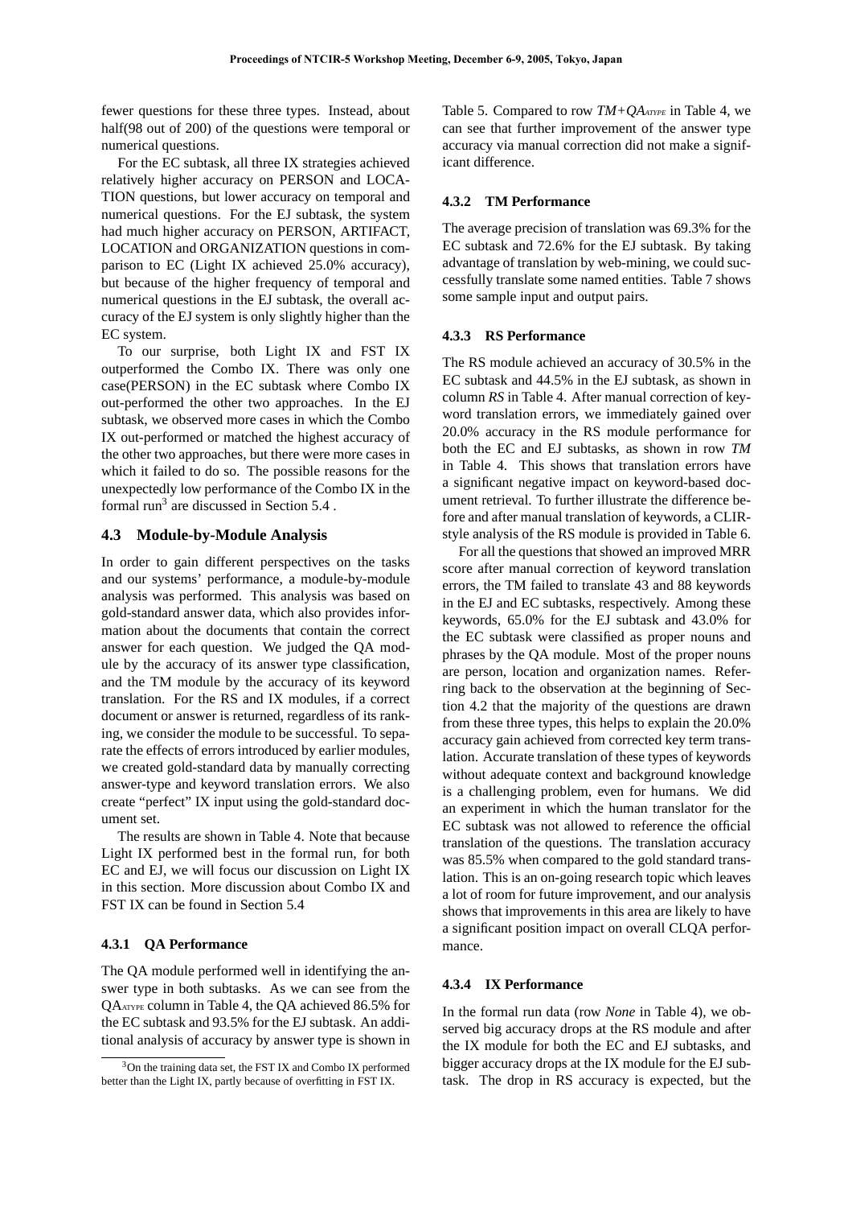fewer questions for these three types. Instead, about half(98 out of 200) of the questions were temporal or numerical questions.

For the EC subtask, all three IX strategies achieved relatively higher accuracy on PERSON and LOCATION questions, but lower accuracy on temporal and numerical questions. For the EJ subtask, the system had much higher accuracy on PERSON, ARTIFACT, LOCATION and ORGANIZATION questions in comparison to EC (Light IX achieved 25.0% accuracy), but because of the higher frequency of temporal and numerical questions in the EJ subtask, the overall accuracy of the EJ system is only slightly higher than the EC system.

To our surprise, both Light IX and FST IX outperformed the Combo IX. There was only one case(PERSON) in the EC subtask where Combo IX out-performed the other two approaches. In the EJ subtask, we observed more cases in which the Combo IX out-performed or matched the highest accuracy of the other two approaches, but there were more cases in which it failed to do so. The possible reasons for the unexpectedly low performance of the Combo IX in the formal run[3] are discussed in Section 5.4 .

## 4.3 Module-by-Module Analysis

In order to gain different perspectives on the tasks and our systems' performance, a module-by-module analysis was performed. This analysis was based on gold-standard answer data, which also provides information about the documents that contain the correct answer for each question. We judged the QA module by the accuracy of its answer type classification, and the TM module by the accuracy of its keyword translation. For the RS and IX modules, if a correct document or answer is returned, regardless of its ranking, we consider the module to be successful. To separate the effects of errors introduced by earlier modules, we created gold-standard data by manually correcting answer-type and keyword translation errors. We also create "perfect" IX input using the gold-standard document set.

The results are shown in Table 4. Note that because Light IX performed best in the formal run, for both EC and EJ, we will focus our discussion on Light IX in this section. More discussion about Combo IX and FST IX can be found in Section 5.4

### 4.3.1 QA Performance

The QA module performed well in identifying the answer type in both subtasks. As we can see from the $QA_{ATYPE}$ column in Table 4, the QA achieved 86.5% for the EC subtask and 93.5% for the EJ subtask. An additional analysis of accuracy by answer type is shown in Table 5. Compared to row *TM+QA*$_{ATYPE}$ in Table 4, we can see that further improvement of the answer type accuracy via manual correction did not make a significant difference.

### 4.3.2 TM Performance

The average precision of translation was 69.3% for the EC subtask and 72.6% for the EJ subtask. By taking advantage of translation by web-mining, we could successfully translate some named entities. Table 7 shows some sample input and output pairs.

### 4.3.3 RS Performance

The RS module achieved an accuracy of 30.5% in the EC subtask and 44.5% in the EJ subtask, as shown in column *RS* in Table 4. After manual correction of keyword translation errors, we immediately gained over 20.0% accuracy in the RS module performance for both the EC and EJ subtasks, as shown in row *TM* in Table 4. This shows that translation errors have a significant negative impact on keyword-based document retrieval. To further illustrate the difference before and after manual translation of keywords, a CLIR-style analysis of the RS module is provided in Table 6.

For all the questions that showed an improved MRR score after manual correction of keyword translation errors, the TM failed to translate 43 and 88 keywords in the EJ and EC subtasks, respectively. Among these keywords, 65.0% for the EJ subtask and 43.0% for the EC subtask were classified as proper nouns and phrases by the QA module. Most of the proper nouns are person, location and organization names. Referring back to the observation at the beginning of Section 4.2 that the majority of the questions are drawn from these three types, this helps to explain the 20.0% accuracy gain achieved from corrected key term translation. Accurate translation of these types of keywords without adequate context and background knowledge is a challenging problem, even for humans. We did an experiment in which the human translator for the EC subtask was not allowed to reference the official translation of the questions. The translation accuracy was 85.5% when compared to the gold standard translation. This is an on-going research topic which leaves a lot of room for future improvement, and our analysis shows that improvements in this area are likely to have a significant position impact on overall CLQA performance.

### 4.3.4 IX Performance

In the formal run data (row *None* in Table 4), we observed big accuracy drops at the RS module and after the IX module for both the EC and EJ subtasks, and bigger accuracy drops at the IX module for the EJ subtask. The drop in RS accuracy is expected, but the

[3] On the training data set, the FST IX and Combo IX performed better than the Light IX, partly because of overfitting in FST IX.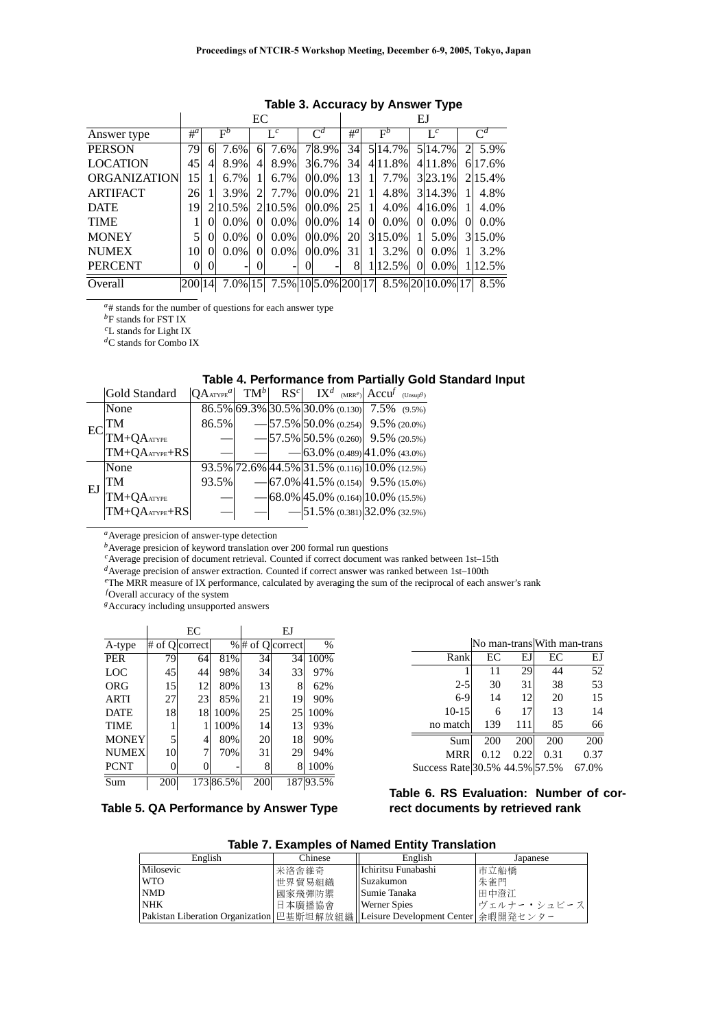**Table 3. Accuracy by Answer Type**

| | EC | | | | | | | | EJ | | | | | | | |
|---|---|---|---|---|---|---|---|---|---|---|---|---|---|---|---|---|
| Answer type | #[a] | F[b] | | L[c] | | C[d] | | | #[a] | F[b] | | L[c] | | C[d] | | |
| PERSON | 79 | 6 | 7.6% | 6 | 7.6% | 7 | 8.9% | | 34 | 5 | 14.7% | 5 | 14.7% | 2 | 5.9% | |
| LOCATION | 45 | 4 | 8.9% | 4 | 8.9% | 3 | 6.7% | | 34 | 4 | 11.8% | 4 | 11.8% | 6 | 17.6% | |
| ORGANIZATION | 15 | 1 | 6.7% | 1 | 6.7% | 0 | 0.0% | | 13 | 1 | 7.7% | 3 | 23.1% | 2 | 15.4% | |
| ARTIFACT | 26 | 1 | 3.9% | 2 | 7.7% | 0 | 0.0% | | 21 | 1 | 4.8% | 3 | 14.3% | 1 | 4.8% | |
| DATE | 19 | 2 | 10.5% | 2 | 10.5% | 0 | 0.0% | | 25 | 1 | 4.0% | 4 | 16.0% | 1 | 4.0% | |
| TIME | 1 | 0 | 0.0% | 0 | 0.0% | 0 | 0.0% | | 14 | 0 | 0.0% | 0 | 0.0% | 0 | 0.0% | |
| MONEY | 5 | 0 | 0.0% | 0 | 0.0% | 0 | 0.0% | | 20 | 3 | 15.0% | 1 | 5.0% | 3 | 15.0% | |
| NUMEX | 10 | 0 | 0.0% | 0 | 0.0% | 0 | 0.0% | | 31 | 1 | 3.2% | 0 | 0.0% | 1 | 3.2% | |
| PERCENT | 0 | 0 | - | 0 | - | 0 | - | | 8 | 1 | 12.5% | 0 | 0.0% | 1 | 12.5% | |
| Overall | 200 | 14 | 7.0% | 15 | 7.5% | 10 | 5.0% | | 200 | 17 | 8.5% | 20 | 10.0% | 17 | 8.5% | |

[a]# stands for the number of questions for each answer type
[b]F stands for FST IX
[c]L stands for Light IX
[d]C stands for Combo IX

**Table 4. Performance from Partially Gold Standard Input**

| | Gold Standard | QA$_{\text{ATYPE}}$[a] | TM[b] | RS[c] | IX[d] (MRR[e]) | Accu[f] (Unsup[g]) |
|---|---|---|---|---|---|---|
| EC | None | 86.5% | 69.3% | 30.5% | 30.0% (0.130) | 7.5% (9.5%) |
| | TM | 86.5% | — | 57.5% | 50.0% (0.254) | 9.5% (20.0%) |
| | TM+QA$_{\text{ATYPE}}$ | — | — | 57.5% | 50.5% (0.260) | 9.5% (20.5%) |
| | TM+QA$_{\text{ATYPE}}$+RS | — | — | — | 63.0% (0.489) | 41.0% (43.0%) |
| EJ | None | 93.5% | 72.6% | 44.5% | 31.5% (0.116) | 10.0% (12.5%) |
| | TM | 93.5% | — | 67.0% | 41.5% (0.154) | 9.5% (15.0%) |
| | TM+QA$_{\text{ATYPE}}$ | — | — | 68.0% | 45.0% (0.164) | 10.0% (15.5%) |
| | TM+QA$_{\text{ATYPE}}$+RS | — | — | — | 51.5% (0.381) | 32.0% (32.5%) |

[a]Average presicion of answer-type detection
[b]Average presicion of keyword translation over 200 formal run questions
[c]Average precision of document retrieval. Counted if correct document was ranked between 1st–15th
[d]Average precision of answer extraction. Counted if correct answer was ranked between 1st–100th
[e]The MRR measure of IX performance, calculated by averaging the sum of the reciprocal of each answer's rank
[f]Overall accuracy of the system
[g]Accuracy including unsupported answers

| | EC | | | EJ | | |
|---|---|---|---|---|---|---|
| A-type | # of Q | correct | % | # of Q | correct | % |
| PER | 79 | 64 | 81% | 34 | 34 | 100% |
| LOC | 45 | 44 | 98% | 34 | 33 | 97% |
| ORG | 15 | 12 | 80% | 13 | 8 | 62% |
| ARTI | 27 | 23 | 85% | 21 | 19 | 90% |
| DATE | 18 | 18 | 100% | 25 | 25 | 100% |
| TIME | 1 | 1 | 100% | 14 | 13 | 93% |
| MONEY | 5 | 4 | 80% | 20 | 18 | 90% |
| NUMEX | 10 | 7 | 70% | 31 | 29 | 94% |
| PCNT | 0 | 0 | - | 8 | 8 | 100% |
| Sum | 200 | 173 | 86.5% | 200 | 187 | 93.5% |

**Table 5. QA Performance by Answer Type**

| | No man-trans | | With man-trans | |
|---|---|---|---|---|
| Rank | EC | EJ | EC | EJ |
| 1 | 11 | 29 | 44 | 52 |
| 2-5 | 30 | 31 | 38 | 53 |
| 6-9 | 14 | 12 | 20 | 15 |
| 10-15 | 6 | 17 | 13 | 14 |
| no match | 139 | 111 | 85 | 66 |
| Sum | 200 | 200 | 200 | 200 |
| MRR | 0.12 | 0.22 | 0.31 | 0.37 |
| Success Rate | 30.5% | 44.5% | 57.5% | 67.0% |

**Table 6. RS Evaluation: Number of correct documents by retrieved rank**

**Table 7. Examples of Named Entity Translation**

| English | Chinese | English | Japanese |
|---|---|---|---|
| Milosevic | 米洛舍維奇 | Ichiritsu Funabashi | 市立船橋 |
| WTO | 世界貿易組織 | Suzakumon | 朱雀門 |
| NMD | 國家飛彈防禦 | Sumie Tanaka | 田中澄江 |
| NHK | 日本廣播協會 | Werner Spies | ヴェルナー・シュピース |
| Pakistan Liberation Organization | 巴基斯坦解放組織 | Leisure Development Center | 余暇開発センター |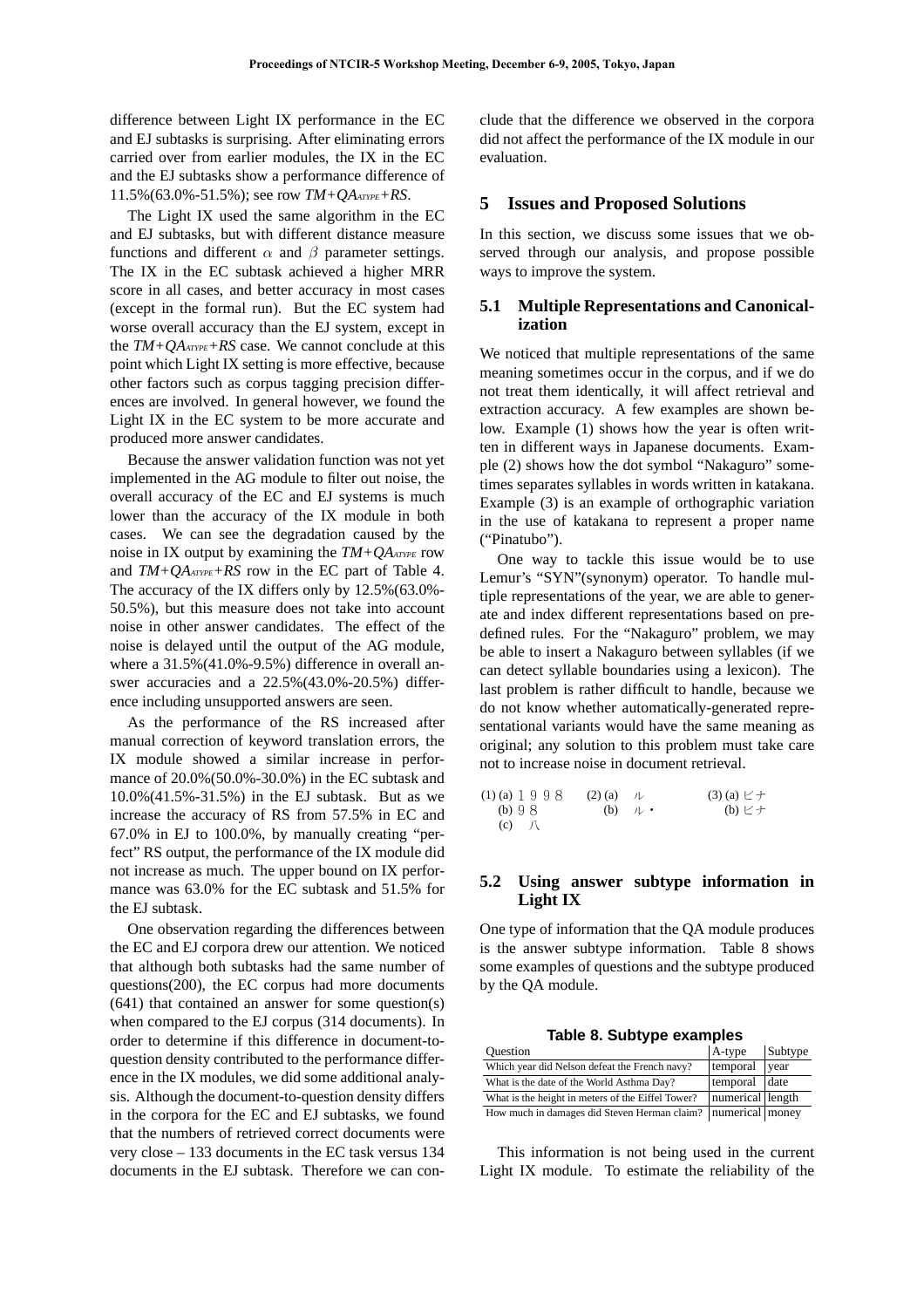difference between Light IX performance in the EC and EJ subtasks is surprising. After eliminating errors carried over from earlier modules, the IX in the EC and the EJ subtasks show a performance difference of 11.5%(63.0%-51.5%); see row *TM+QA<sub>ATYPE</sub>+RS*.

The Light IX used the same algorithm in the EC and EJ subtasks, but with different distance measure functions and different $\alpha$ and $\beta$ parameter settings. The IX in the EC subtask achieved a higher MRR score in all cases, and better accuracy in most cases (except in the formal run). But the EC system had worse overall accuracy than the EJ system, except in the $TM+QA_{ATYPE}+RS$ case. We cannot conclude at this point which Light IX setting is more effective, because other factors such as corpus tagging precision differences are involved. In general however, we found the Light IX in the EC system to be more accurate and produced more answer candidates.

Because the answer validation function was not yet implemented in the AG module to filter out noise, the overall accuracy of the EC and EJ systems is much lower than the accuracy of the IX module in both cases. We can see the degradation caused by the noise in IX output by examining the $TM+QA_{ATYPE}$ row and $TM+QA_{ATYPE}+RS$ row in the EC part of Table 4. The accuracy of the IX differs only by 12.5%(63.0%-50.5%), but this measure does not take into account noise in other answer candidates. The effect of the noise is delayed until the output of the AG module, where a 31.5%(41.0%-9.5%) difference in overall answer accuracies and a 22.5%(43.0%-20.5%) difference including unsupported answers are seen.

As the performance of the RS increased after manual correction of keyword translation errors, the IX module showed a similar increase in performance of 20.0%(50.0%-30.0%) in the EC subtask and 10.0%(41.5%-31.5%) in the EJ subtask. But as we increase the accuracy of RS from 57.5% in EC and 67.0% in EJ to 100.0%, by manually creating "perfect" RS output, the performance of the IX module did not increase as much. The upper bound on IX performance was 63.0% for the EC subtask and 51.5% for the EJ subtask.

One observation regarding the differences between the EC and EJ corpora drew our attention. We noticed that although both subtasks had the same number of questions(200), the EC corpus had more documents (641) that contained an answer for some question(s) when compared to the EJ corpus (314 documents). In order to determine if this difference in document-to-question density contributed to the performance difference in the IX modules, we did some additional analysis. Although the document-to-question density differs in the corpora for the EC and EJ subtasks, we found that the numbers of retrieved correct documents were very close – 133 documents in the EC task versus 134 documents in the EJ subtask. Therefore we can conclude that the difference we observed in the corpora did not affect the performance of the IX module in our evaluation.

## 5 Issues and Proposed Solutions

In this section, we discuss some issues that we observed through our analysis, and propose possible ways to improve the system.

### 5.1 Multiple Representations and Canonicalization

We noticed that multiple representations of the same meaning sometimes occur in the corpus, and if we do not treat them identically, it will affect retrieval and extraction accuracy. A few examples are shown below. Example (1) shows how the year is often written in different ways in Japanese documents. Example (2) shows how the dot symbol "Nakaguro" sometimes separates syllables in words written in katakana. Example (3) is an example of orthographic variation in the use of katakana to represent a proper name ("Pinatubo").

One way to tackle this issue would be to use Lemur's "SYN"(synonym) operator. To handle multiple representations of the year, we are able to generate and index different representations based on predefined rules. For the "Nakaguro" problem, we may be able to insert a Nakaguro between syllables (if we can detect syllable boundaries using a lexicon). The last problem is rather difficult to handle, because we do not know whether automatically-generated representational variants would have the same meaning as original; any solution to this problem must take care not to increase noise in document retrieval.

(1) (a) １９９８
(b) ９８
(c) 八

(2) (a) ル
(b) ル・

(3) (a) ピナ
(b) ピナ

### 5.2 Using answer subtype information in Light IX

One type of information that the QA module produces is the answer subtype information. Table 8 shows some examples of questions and the subtype produced by the QA module.

**Table 8. Subtype examples**

| Question | A-type | Subtype |
|---|---|---|
| Which year did Nelson defeat the French navy? | temporal | year |
| What is the date of the World Asthma Day? | temporal | date |
| What is the height in meters of the Eiffel Tower? | numerical | length |
| How much in damages did Steven Herman claim? | numerical | money |

This information is not being used in the current Light IX module. To estimate the reliability of the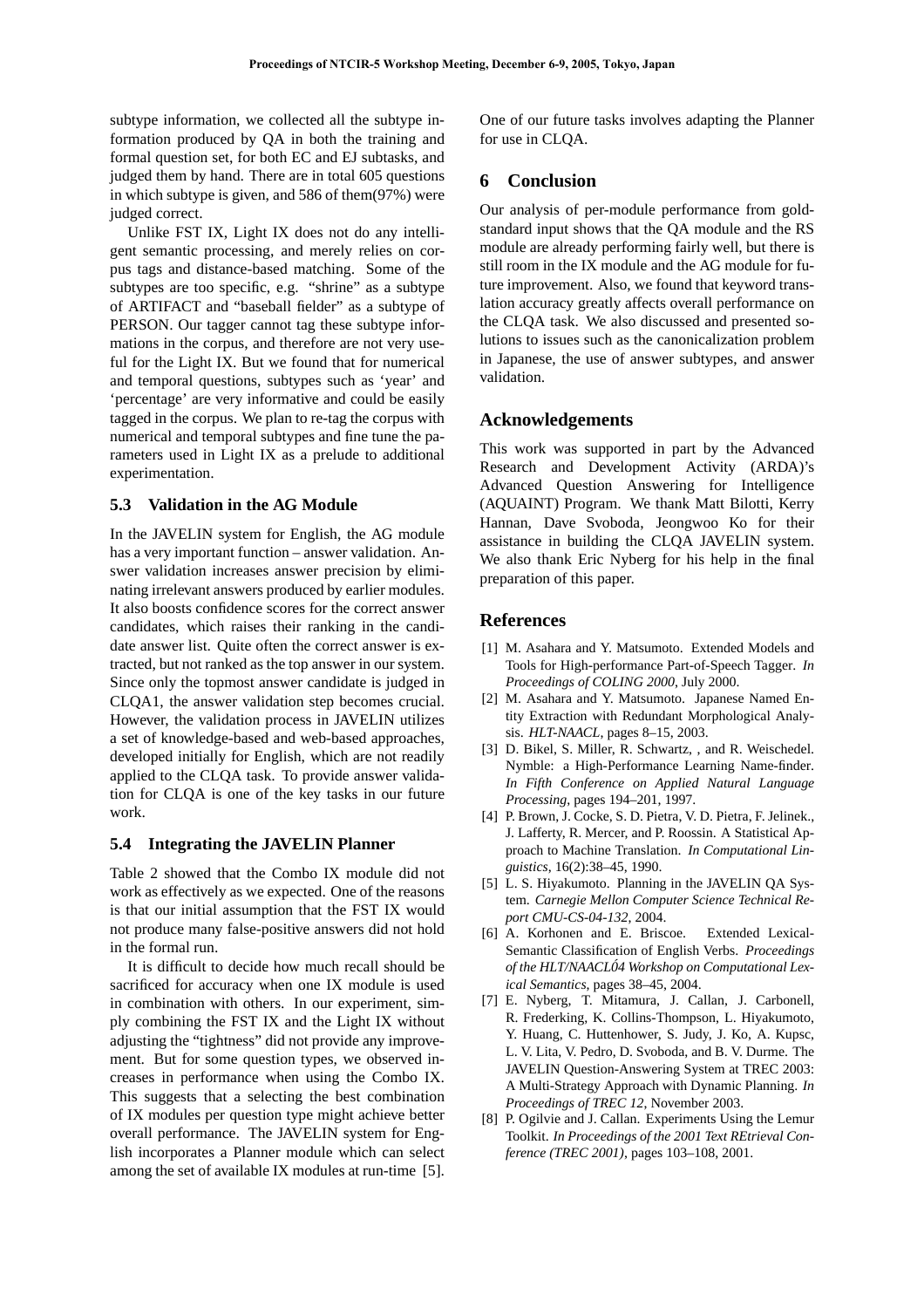subtype information, we collected all the subtype information produced by QA in both the training and formal question set, for both EC and EJ subtasks, and judged them by hand. There are in total 605 questions in which subtype is given, and 586 of them(97%) were judged correct.

Unlike FST IX, Light IX does not do any intelligent semantic processing, and merely relies on corpus tags and distance-based matching. Some of the subtypes are too specific, e.g. "shrine" as a subtype of ARTIFACT and "baseball fielder" as a subtype of PERSON. Our tagger cannot tag these subtype informations in the corpus, and therefore are not very useful for the Light IX. But we found that for numerical and temporal questions, subtypes such as 'year' and 'percentage' are very informative and could be easily tagged in the corpus. We plan to re-tag the corpus with numerical and temporal subtypes and fine tune the parameters used in Light IX as a prelude to additional experimentation.

### 5.3 Validation in the AG Module

In the JAVELIN system for English, the AG module has a very important function – answer validation. Answer validation increases answer precision by eliminating irrelevant answers produced by earlier modules. It also boosts confidence scores for the correct answer candidates, which raises their ranking in the candidate answer list. Quite often the correct answer is extracted, but not ranked as the top answer in our system. Since only the topmost answer candidate is judged in CLQA1, the answer validation step becomes crucial. However, the validation process in JAVELIN utilizes a set of knowledge-based and web-based approaches, developed initially for English, which are not readily applied to the CLQA task. To provide answer validation for CLQA is one of the key tasks in our future work.

### 5.4 Integrating the JAVELIN Planner

Table 2 showed that the Combo IX module did not work as effectively as we expected. One of the reasons is that our initial assumption that the FST IX would not produce many false-positive answers did not hold in the formal run.

It is difficult to decide how much recall should be sacrificed for accuracy when one IX module is used in combination with others. In our experiment, simply combining the FST IX and the Light IX without adjusting the "tightness" did not provide any improvement. But for some question types, we observed increases in performance when using the Combo IX. This suggests that a selecting the best combination of IX modules per question type might achieve better overall performance. The JAVELIN system for English incorporates a Planner module which can select among the set of available IX modules at run-time [5]. One of our future tasks involves adapting the Planner for use in CLQA.

## 6 Conclusion

Our analysis of per-module performance from gold-standard input shows that the QA module and the RS module are already performing fairly well, but there is still room in the IX module and the AG module for future improvement. Also, we found that keyword translation accuracy greatly affects overall performance on the CLQA task. We also discussed and presented solutions to issues such as the canonicalization problem in Japanese, the use of answer subtypes, and answer validation.

## Acknowledgements

This work was supported in part by the Advanced Research and Development Activity (ARDA)'s Advanced Question Answering for Intelligence (AQUAINT) Program. We thank Matt Bilotti, Kerry Hannan, Dave Svoboda, Jeongwoo Ko for their assistance in building the CLQA JAVELIN system. We also thank Eric Nyberg for his help in the final preparation of this paper.

## References

[1] M. Asahara and Y. Matsumoto. Extended Models and Tools for High-performance Part-of-Speech Tagger. *In Proceedings of COLING 2000*, July 2000.

[2] M. Asahara and Y. Matsumoto. Japanese Named Entity Extraction with Redundant Morphological Analysis. *HLT-NAACL*, pages 8–15, 2003.

[3] D. Bikel, S. Miller, R. Schwartz, , and R. Weischedel. Nymble: a High-Performance Learning Name-finder. *In Fifth Conference on Applied Natural Language Processing*, pages 194–201, 1997.

[4] P. Brown, J. Cocke, S. D. Pietra, V. D. Pietra, F. Jelinek., J. Lafferty, R. Mercer, and P. Roossin. A Statistical Approach to Machine Translation. *In Computational Linguistics*, 16(2):38–45, 1990.

[5] L. S. Hiyakumoto. Planning in the JAVELIN QA System. *Carnegie Mellon Computer Science Technical Report CMU-CS-04-132*, 2004.

[6] A. Korhonen and E. Briscoe. Extended Lexical-Semantic Classification of English Verbs. *Proceedings of the HLT/NAACL04 Workshop on Computational Lexical Semantics*, pages 38–45, 2004.

[7] E. Nyberg, T. Mitamura, J. Callan, J. Carbonell, R. Frederking, K. Collins-Thompson, L. Hiyakumoto, Y. Huang, C. Huttenhower, S. Judy, J. Ko, A. Kupsc, L. V. Lita, V. Pedro, D. Svoboda, and B. V. Durme. The JAVELIN Question-Answering System at TREC 2003: A Multi-Strategy Approach with Dynamic Planning. *In Proceedings of TREC 12*, November 2003.

[8] P. Ogilvie and J. Callan. Experiments Using the Lemur Toolkit. *In Proceedings of the 2001 Text REtrieval Conference (TREC 2001)*, pages 103–108, 2001.